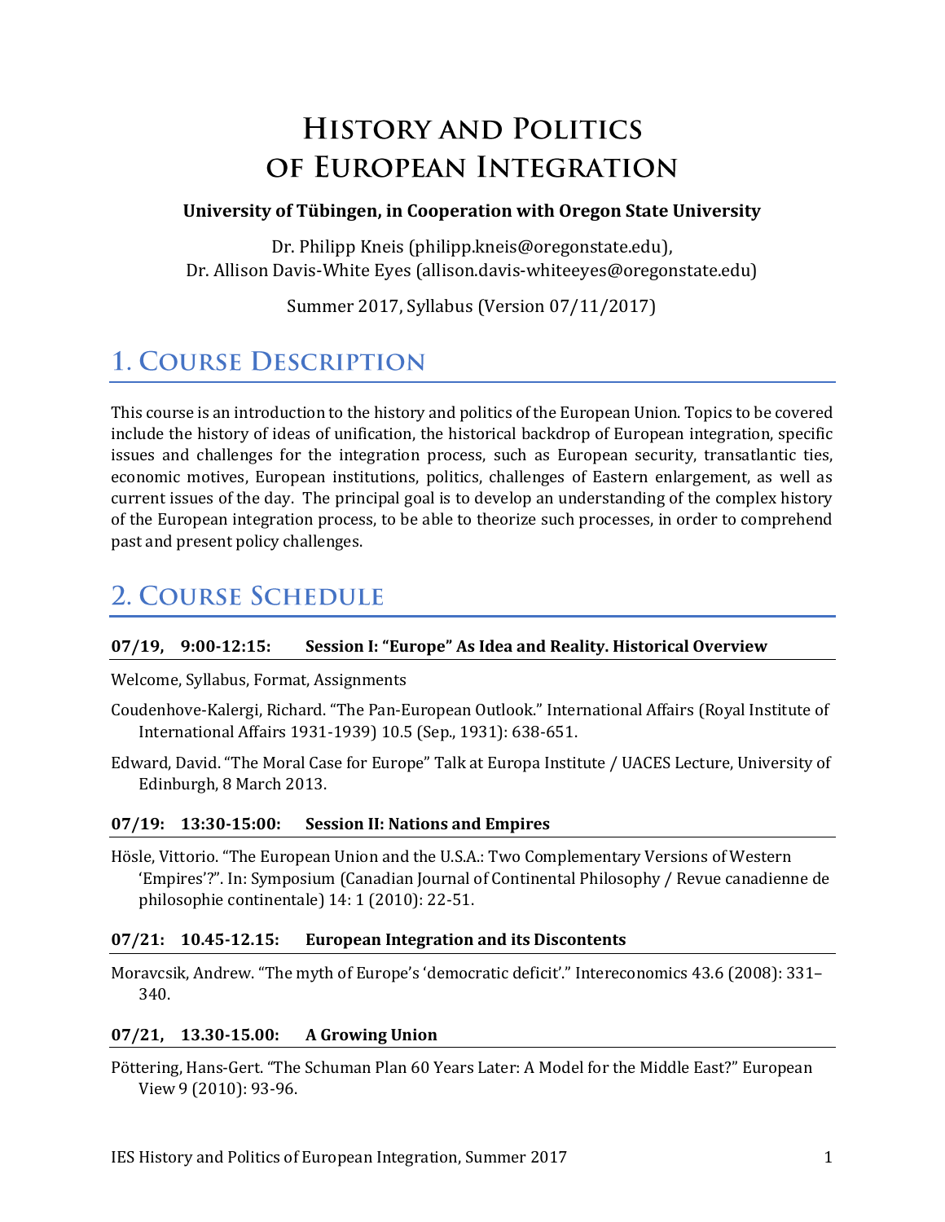# History and Politics of European Integration

**University of Tübingen, in Cooperation with Oregon State University**

Dr. Philipp Kneis (philipp.kneis@oregonstate.edu),
Dr. Allison Davis-White Eyes (allison.davis-whiteeyes@oregonstate.edu)

Summer 2017, Syllabus (Version 07/11/2017)

## 1. Course Description

This course is an introduction to the history and politics of the European Union. Topics to be covered include the history of ideas of unification, the historical backdrop of European integration, specific issues and challenges for the integration process, such as European security, transatlantic ties, economic motives, European institutions, politics, challenges of Eastern enlargement, as well as current issues of the day. The principal goal is to develop an understanding of the complex history of the European integration process, to be able to theorize such processes, in order to comprehend past and present policy challenges.

## 2. Course Schedule

#### 07/19, 9:00-12:15: Session I: "Europe" As Idea and Reality. Historical Overview

Welcome, Syllabus, Format, Assignments

Coudenhove-Kalergi, Richard. "The Pan-European Outlook." International Affairs (Royal Institute of International Affairs 1931-1939) 10.5 (Sep., 1931): 638-651.

Edward, David. "The Moral Case for Europe" Talk at Europa Institute / UACES Lecture, University of Edinburgh, 8 March 2013.

#### 07/19: 13:30-15:00: Session II: Nations and Empires

Hösle, Vittorio. "The European Union and the U.S.A.: Two Complementary Versions of Western 'Empires'?". In: Symposium (Canadian Journal of Continental Philosophy / Revue canadienne de philosophie continentale) 14: 1 (2010): 22-51.

#### 07/21: 10.45-12.15: European Integration and its Discontents

Moravcsik, Andrew. "The myth of Europe's 'democratic deficit'." Intereconomics 43.6 (2008): 331–340.

#### 07/21, 13.30-15.00: A Growing Union

Pöttering, Hans-Gert. "The Schuman Plan 60 Years Later: A Model for the Middle East?" European View 9 (2010): 93-96.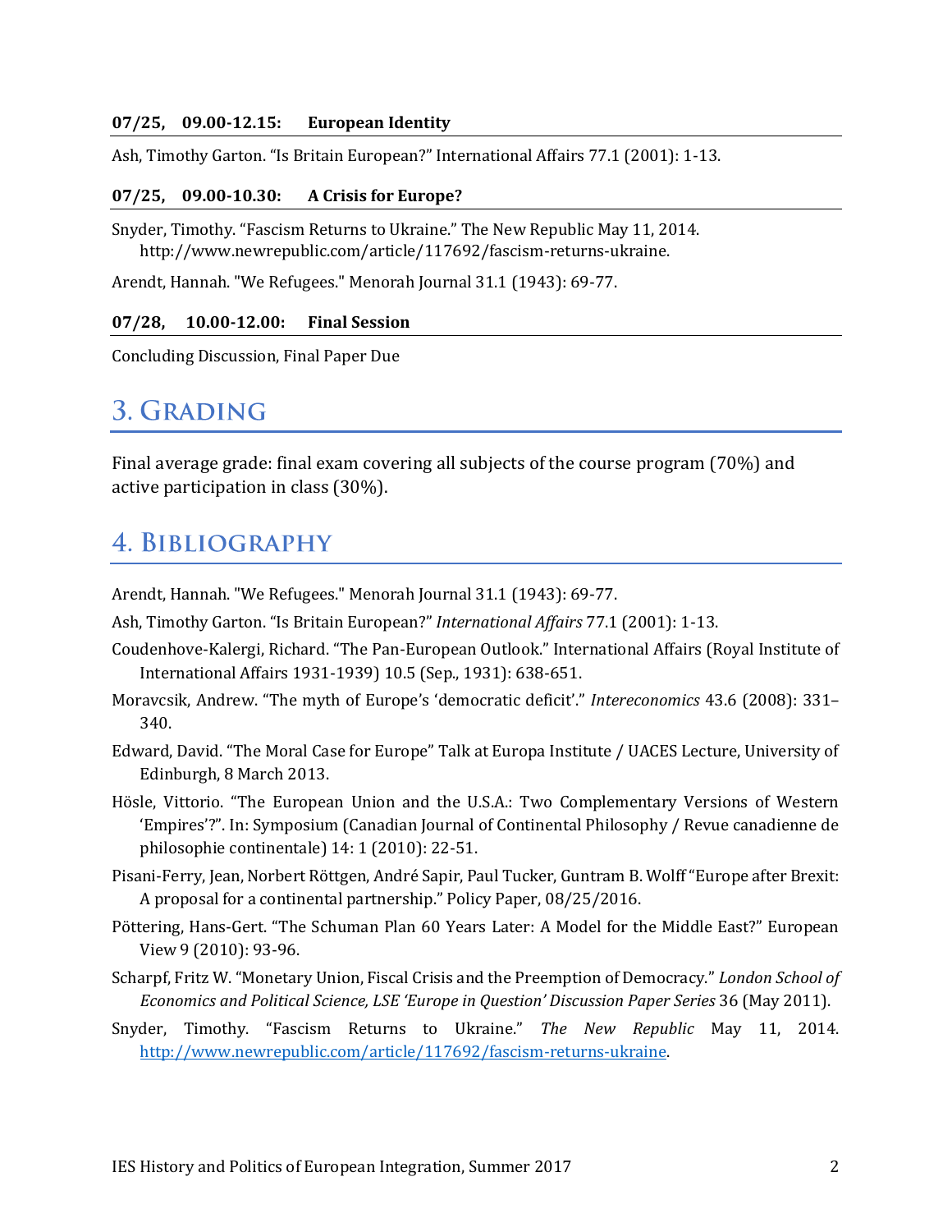**07/25, 09.00-12.15: European Identity**

Ash, Timothy Garton. "Is Britain European?" International Affairs 77.1 (2001): 1-13.

**07/25, 09.00-10.30: A Crisis for Europe?**

Snyder, Timothy. "Fascism Returns to Ukraine." The New Republic May 11, 2014. http://www.newrepublic.com/article/117692/fascism-returns-ukraine.

Arendt, Hannah. "We Refugees." Menorah Journal 31.1 (1943): 69-77.

**07/28, 10.00-12.00: Final Session**

Concluding Discussion, Final Paper Due

## 3. Grading

Final average grade: final exam covering all subjects of the course program (70%) and active participation in class (30%).

## 4. Bibliography

Arendt, Hannah. "We Refugees." Menorah Journal 31.1 (1943): 69-77.

Ash, Timothy Garton. "Is Britain European?" *International Affairs* 77.1 (2001): 1-13.

Coudenhove-Kalergi, Richard. "The Pan-European Outlook." International Affairs (Royal Institute of International Affairs 1931-1939) 10.5 (Sep., 1931): 638-651.

Moravcsik, Andrew. "The myth of Europe's 'democratic deficit'." *Intereconomics* 43.6 (2008): 331–340.

Edward, David. "The Moral Case for Europe" Talk at Europa Institute / UACES Lecture, University of Edinburgh, 8 March 2013.

Hösle, Vittorio. "The European Union and the U.S.A.: Two Complementary Versions of Western 'Empires'?". In: Symposium (Canadian Journal of Continental Philosophy / Revue canadienne de philosophie continentale) 14: 1 (2010): 22-51.

Pisani-Ferry, Jean, Norbert Röttgen, André Sapir, Paul Tucker, Guntram B. Wolff "Europe after Brexit: A proposal for a continental partnership." Policy Paper, 08/25/2016.

Pöttering, Hans-Gert. "The Schuman Plan 60 Years Later: A Model for the Middle East?" European View 9 (2010): 93-96.

Scharpf, Fritz W. "Monetary Union, Fiscal Crisis and the Preemption of Democracy." *London School of Economics and Political Science, LSE 'Europe in Question' Discussion Paper Series* 36 (May 2011).

Snyder, Timothy. "Fascism Returns to Ukraine." *The New Republic* May 11, 2014. http://www.newrepublic.com/article/117692/fascism-returns-ukraine.